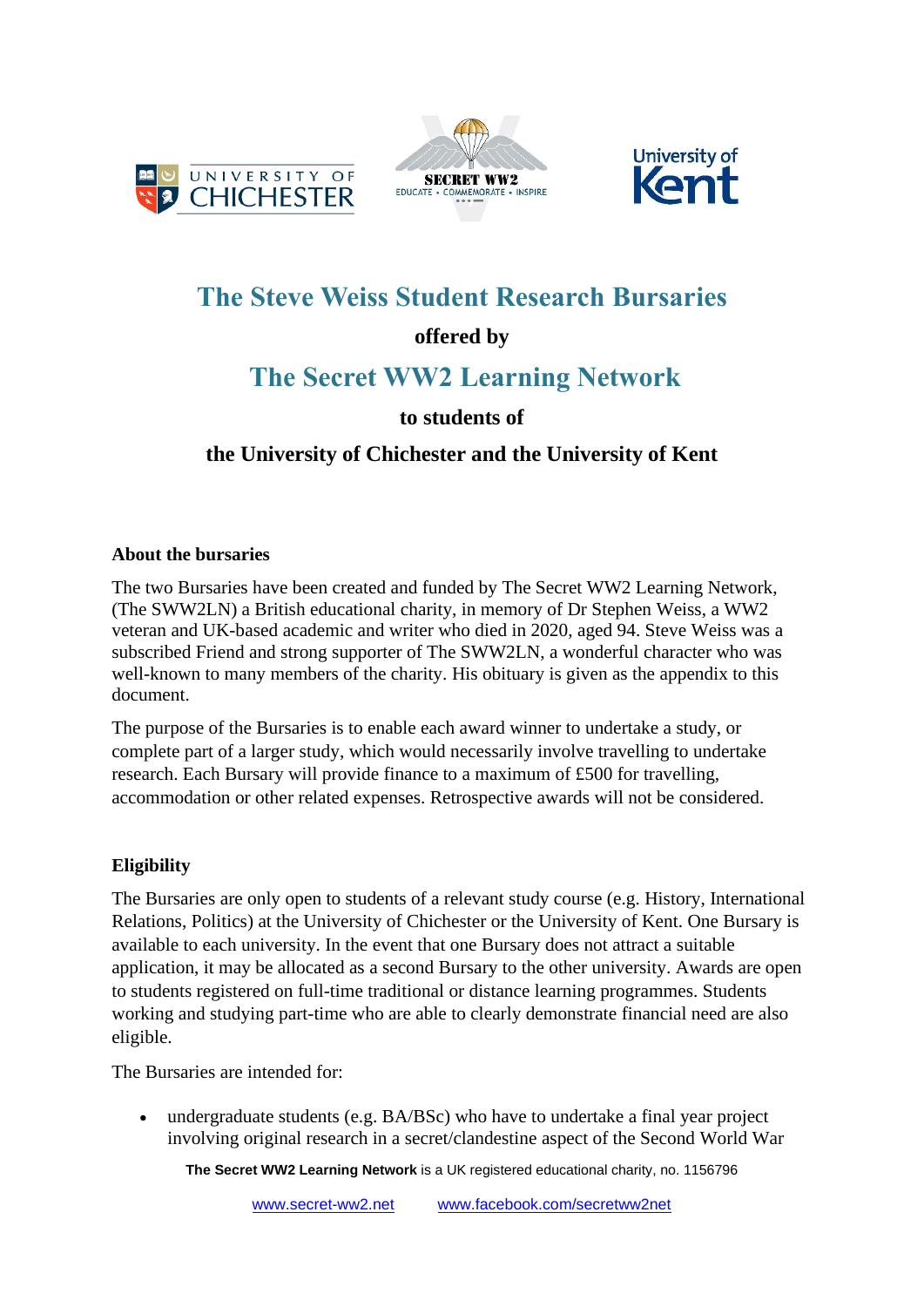# The Steve Weiss Student Research Bursaries

**offered by**

## The Secret WW2 Learning Network

**to students of**

**the University of Chichester and the University of Kent**

### About the bursaries

The two Bursaries have been created and funded by The Secret WW2 Learning Network, (The SWW2LN) a British educational charity, in memory of Dr Stephen Weiss, a WW2 veteran and UK-based academic and writer who died in 2020, aged 94. Steve Weiss was a subscribed Friend and strong supporter of The SWW2LN, a wonderful character who was well-known to many members of the charity. His obituary is given as the appendix to this document.

The purpose of the Bursaries is to enable each award winner to undertake a study, or complete part of a larger study, which would necessarily involve travelling to undertake research. Each Bursary will provide finance to a maximum of £500 for travelling, accommodation or other related expenses. Retrospective awards will not be considered.

### Eligibility

The Bursaries are only open to students of a relevant study course (e.g. History, International Relations, Politics) at the University of Chichester or the University of Kent. One Bursary is available to each university. In the event that one Bursary does not attract a suitable application, it may be allocated as a second Bursary to the other university. Awards are open to students registered on full-time traditional or distance learning programmes. Students working and studying part-time who are able to clearly demonstrate financial need are also eligible.

The Bursaries are intended for:

- undergraduate students (e.g. BA/BSc) who have to undertake a final year project involving original research in a secret/clandestine aspect of the Second World War

**The Secret WW2 Learning Network** is a UK registered educational charity, no. 1156796

www.secret-ww2.net www.facebook.com/secretww2net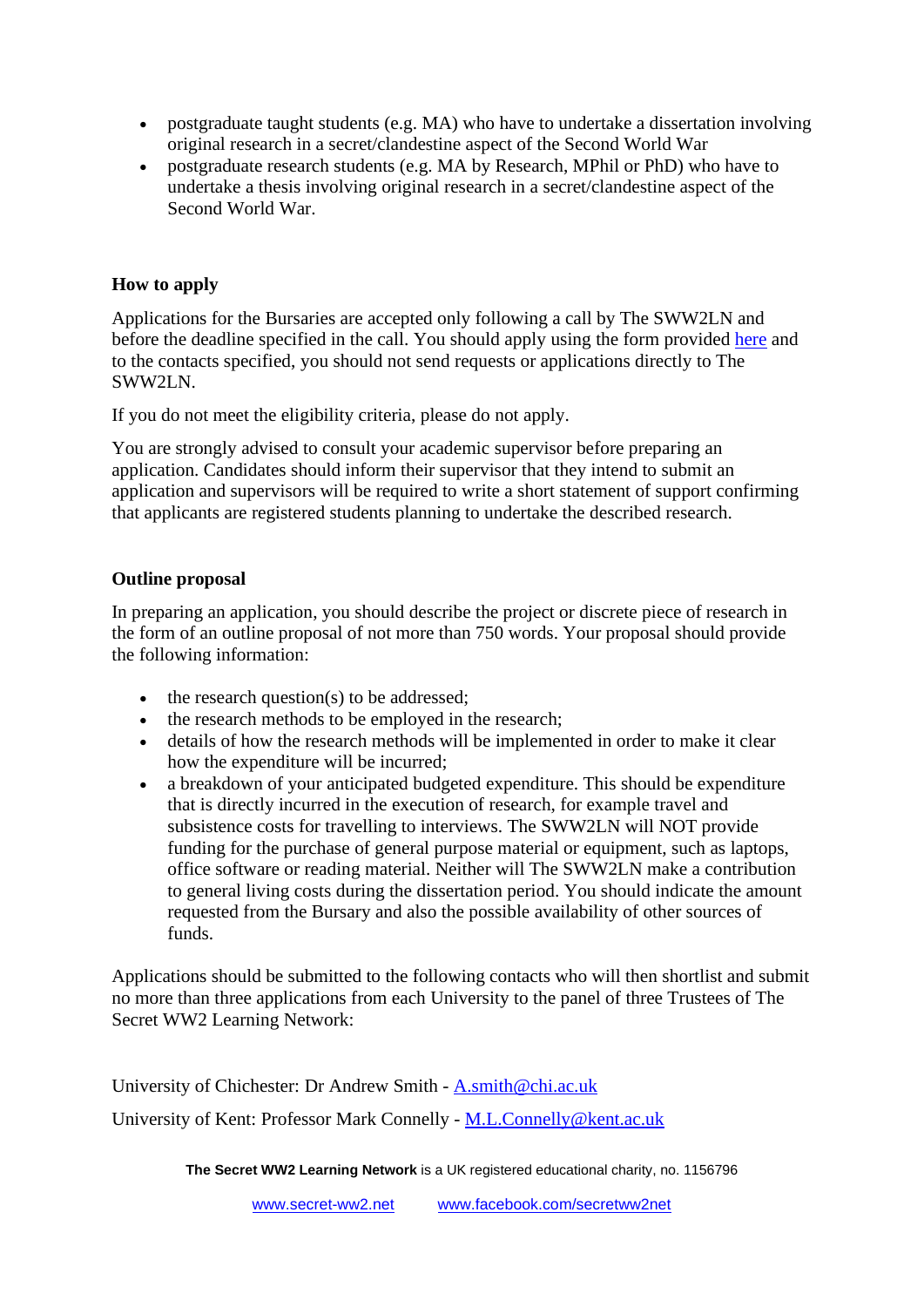- postgraduate taught students (e.g. MA) who have to undertake a dissertation involving original research in a secret/clandestine aspect of the Second World War
- postgraduate research students (e.g. MA by Research, MPhil or PhD) who have to undertake a thesis involving original research in a secret/clandestine aspect of the Second World War.

### How to apply

Applications for the Bursaries are accepted only following a call by The SWW2LN and before the deadline specified in the call. You should apply using the form provided here and to the contacts specified, you should not send requests or applications directly to The SWW2LN.

If you do not meet the eligibility criteria, please do not apply.

You are strongly advised to consult your academic supervisor before preparing an application. Candidates should inform their supervisor that they intend to submit an application and supervisors will be required to write a short statement of support confirming that applicants are registered students planning to undertake the described research.

### Outline proposal

In preparing an application, you should describe the project or discrete piece of research in the form of an outline proposal of not more than 750 words. Your proposal should provide the following information:

- the research question(s) to be addressed;
- the research methods to be employed in the research;
- details of how the research methods will be implemented in order to make it clear how the expenditure will be incurred;
- a breakdown of your anticipated budgeted expenditure. This should be expenditure that is directly incurred in the execution of research, for example travel and subsistence costs for travelling to interviews. The SWW2LN will NOT provide funding for the purchase of general purpose material or equipment, such as laptops, office software or reading material. Neither will The SWW2LN make a contribution to general living costs during the dissertation period. You should indicate the amount requested from the Bursary and also the possible availability of other sources of funds.

Applications should be submitted to the following contacts who will then shortlist and submit no more than three applications from each University to the panel of three Trustees of The Secret WW2 Learning Network:

University of Chichester: Dr Andrew Smith - A.smith@chi.ac.uk

University of Kent: Professor Mark Connelly - M.L.Connelly@kent.ac.uk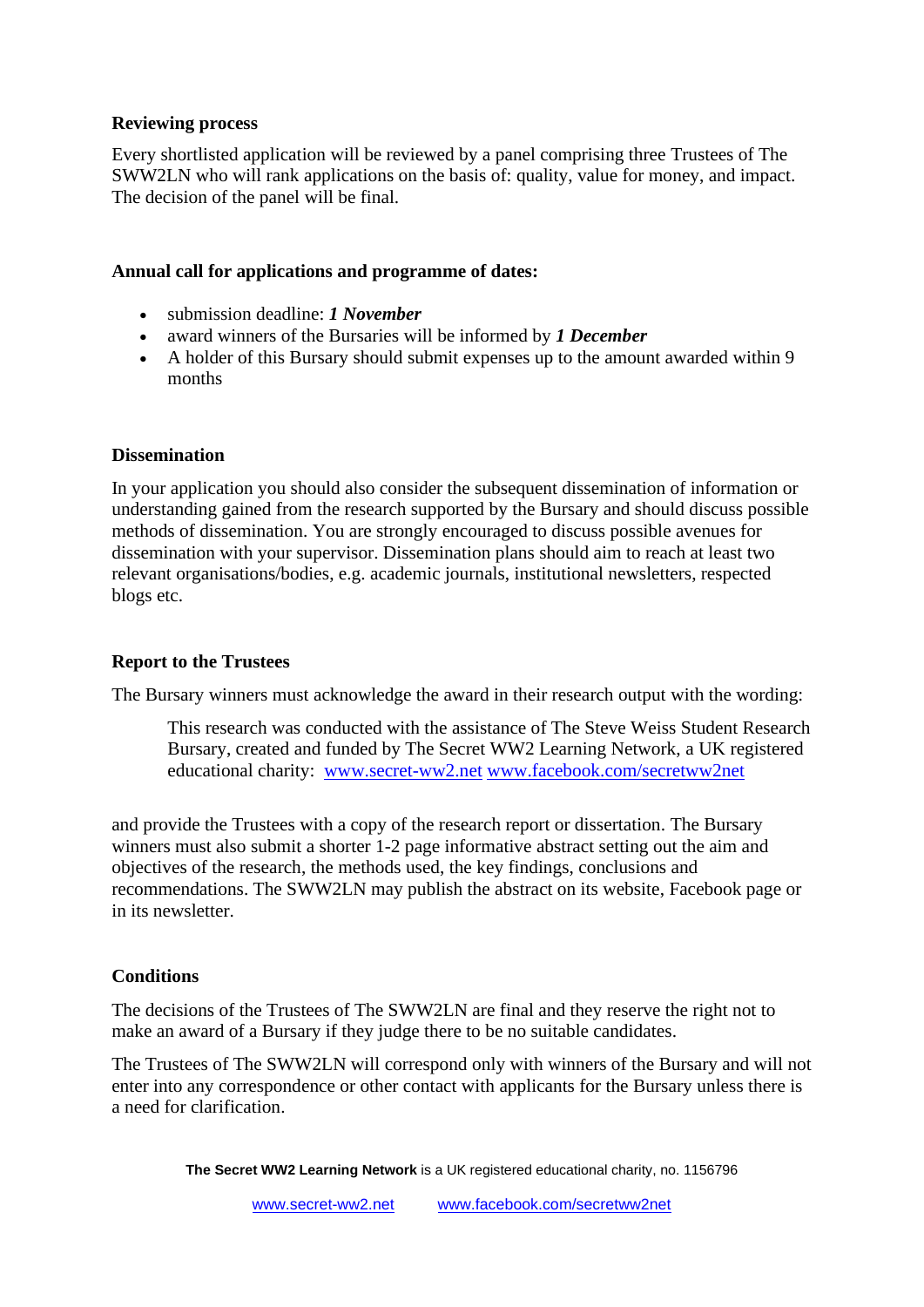**Reviewing process**

Every shortlisted application will be reviewed by a panel comprising three Trustees of The SWW2LN who will rank applications on the basis of: quality, value for money, and impact. The decision of the panel will be final.

**Annual call for applications and programme of dates:**

- submission deadline: ***1 November***
- award winners of the Bursaries will be informed by ***1 December***
- A holder of this Bursary should submit expenses up to the amount awarded within 9 months

**Dissemination**

In your application you should also consider the subsequent dissemination of information or understanding gained from the research supported by the Bursary and should discuss possible methods of dissemination. You are strongly encouraged to discuss possible avenues for dissemination with your supervisor. Dissemination plans should aim to reach at least two relevant organisations/bodies, e.g. academic journals, institutional newsletters, respected blogs etc.

**Report to the Trustees**

The Bursary winners must acknowledge the award in their research output with the wording:

> This research was conducted with the assistance of The Steve Weiss Student Research Bursary, created and funded by The Secret WW2 Learning Network, a UK registered educational charity: www.secret-ww2.net www.facebook.com/secretww2net

and provide the Trustees with a copy of the research report or dissertation. The Bursary winners must also submit a shorter 1-2 page informative abstract setting out the aim and objectives of the research, the methods used, the key findings, conclusions and recommendations. The SWW2LN may publish the abstract on its website, Facebook page or in its newsletter.

**Conditions**

The decisions of the Trustees of The SWW2LN are final and they reserve the right not to make an award of a Bursary if they judge there to be no suitable candidates.

The Trustees of The SWW2LN will correspond only with winners of the Bursary and will not enter into any correspondence or other contact with applicants for the Bursary unless there is a need for clarification.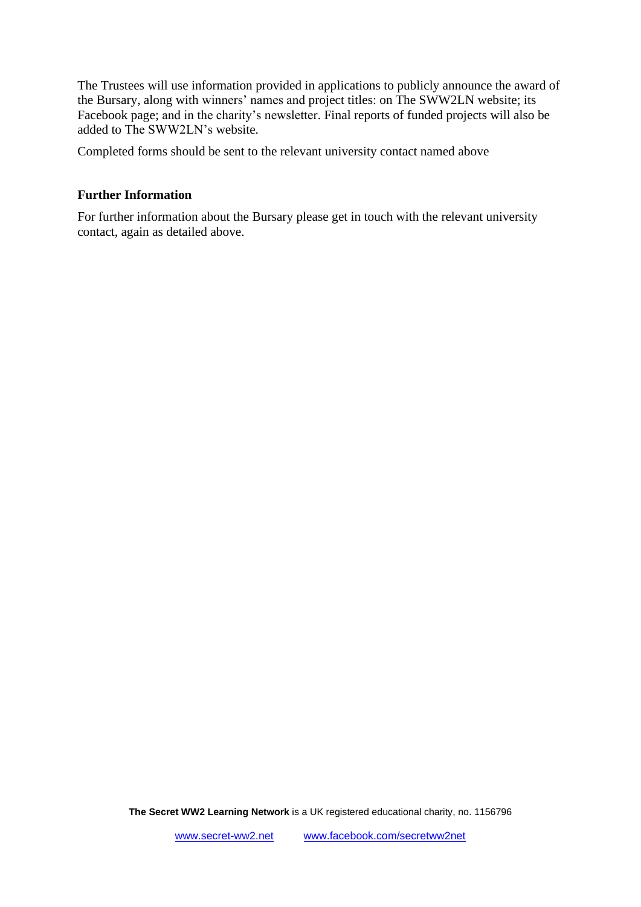The Trustees will use information provided in applications to publicly announce the award of the Bursary, along with winners' names and project titles: on The SWW2LN website; its Facebook page; and in the charity's newsletter. Final reports of funded projects will also be added to The SWW2LN's website.

Completed forms should be sent to the relevant university contact named above

## Further Information

For further information about the Bursary please get in touch with the relevant university contact, again as detailed above.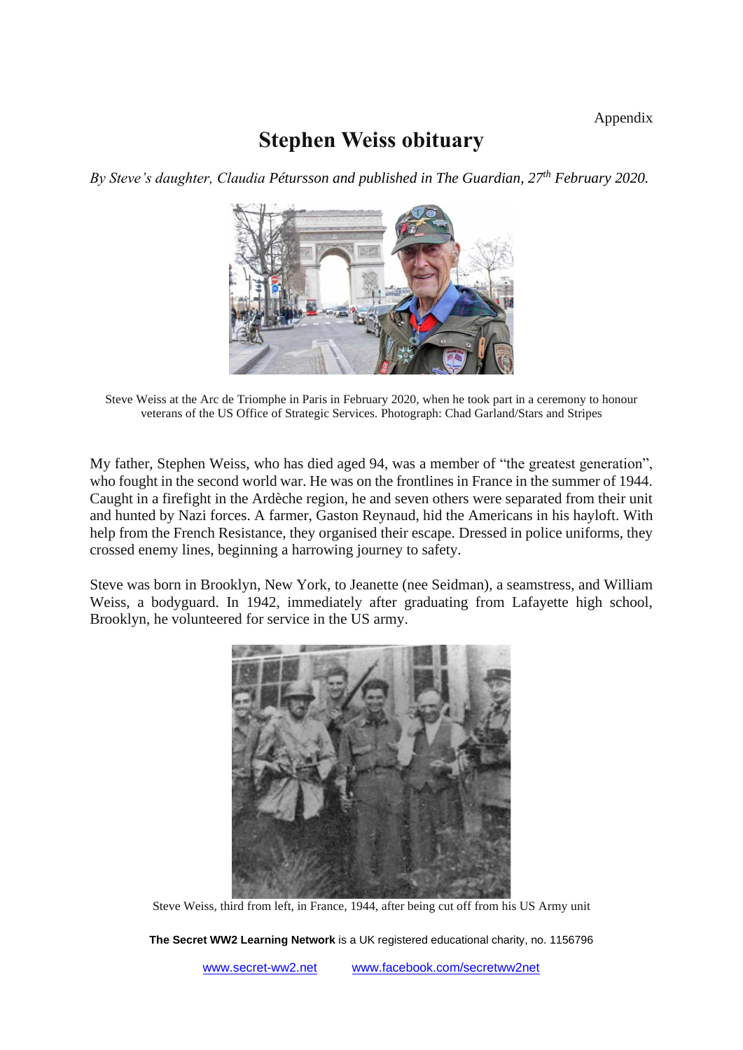Appendix

# Stephen Weiss obituary

*By Steve's daughter, Claudia Pétursson and published in The Guardian, 27th February 2020.*

Steve Weiss at the Arc de Triomphe in Paris in February 2020, when he took part in a ceremony to honour veterans of the US Office of Strategic Services. Photograph: Chad Garland/Stars and Stripes

My father, Stephen Weiss, who has died aged 94, was a member of "the greatest generation", who fought in the second world war. He was on the frontlines in France in the summer of 1944. Caught in a firefight in the Ardèche region, he and seven others were separated from their unit and hunted by Nazi forces. A farmer, Gaston Reynaud, hid the Americans in his hayloft. With help from the French Resistance, they organised their escape. Dressed in police uniforms, they crossed enemy lines, beginning a harrowing journey to safety.

Steve was born in Brooklyn, New York, to Jeanette (nee Seidman), a seamstress, and William Weiss, a bodyguard. In 1942, immediately after graduating from Lafayette high school, Brooklyn, he volunteered for service in the US army.

Steve Weiss, third from left, in France, 1944, after being cut off from his US Army unit

**The Secret WW2 Learning Network** is a UK registered educational charity, no. 1156796

www.secret-ww2.net www.facebook.com/secretww2net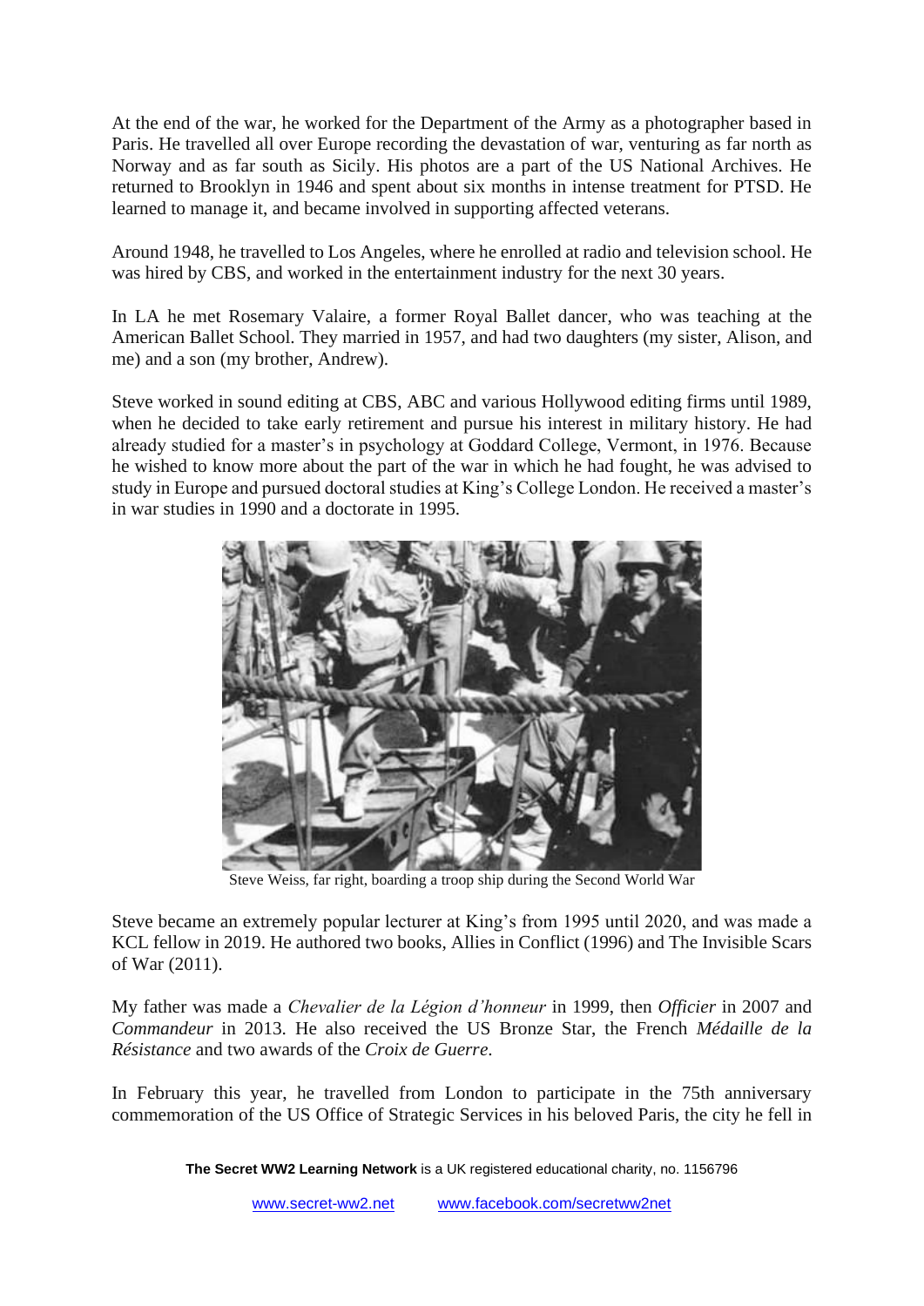At the end of the war, he worked for the Department of the Army as a photographer based in Paris. He travelled all over Europe recording the devastation of war, venturing as far north as Norway and as far south as Sicily. His photos are a part of the US National Archives. He returned to Brooklyn in 1946 and spent about six months in intense treatment for PTSD. He learned to manage it, and became involved in supporting affected veterans.

Around 1948, he travelled to Los Angeles, where he enrolled at radio and television school. He was hired by CBS, and worked in the entertainment industry for the next 30 years.

In LA he met Rosemary Valaire, a former Royal Ballet dancer, who was teaching at the American Ballet School. They married in 1957, and had two daughters (my sister, Alison, and me) and a son (my brother, Andrew).

Steve worked in sound editing at CBS, ABC and various Hollywood editing firms until 1989, when he decided to take early retirement and pursue his interest in military history. He had already studied for a master's in psychology at Goddard College, Vermont, in 1976. Because he wished to know more about the part of the war in which he had fought, he was advised to study in Europe and pursued doctoral studies at King's College London. He received a master's in war studies in 1990 and a doctorate in 1995.

Steve Weiss, far right, boarding a troop ship during the Second World War

Steve became an extremely popular lecturer at King's from 1995 until 2020, and was made a KCL fellow in 2019. He authored two books, Allies in Conflict (1996) and The Invisible Scars of War (2011).

My father was made a *Chevalier de la Légion d'honneur* in 1999, then *Officier* in 2007 and *Commandeur* in 2013. He also received the US Bronze Star, the French *Médaille de la Résistance* and two awards of the *Croix de Guerre*.

In February this year, he travelled from London to participate in the 75th anniversary commemoration of the US Office of Strategic Services in his beloved Paris, the city he fell in

**The Secret WW2 Learning Network** is a UK registered educational charity, no. 1156796

www.secret-ww2.net www.facebook.com/secretww2net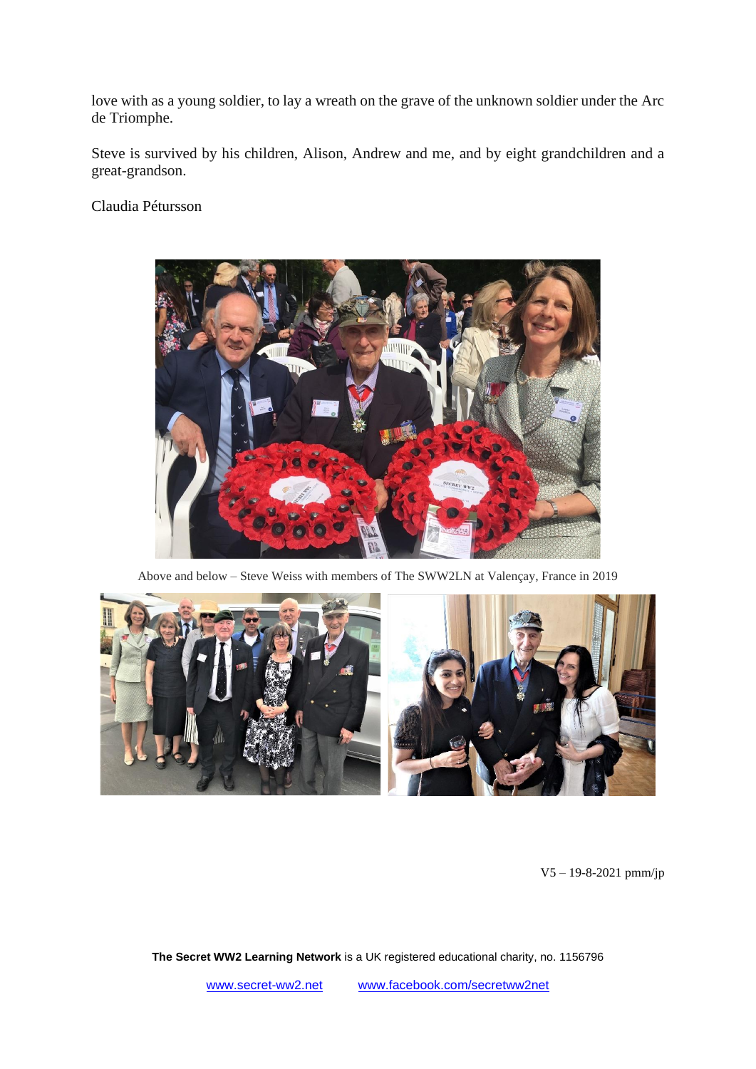love with as a young soldier, to lay a wreath on the grave of the unknown soldier under the Arc de Triomphe.

Steve is survived by his children, Alison, Andrew and me, and by eight grandchildren and a great-grandson.

Claudia Pétursson

Above and below – Steve Weiss with members of The SWW2LN at Valençay, France in 2019

V5 – 19-8-2021 pmm/jp

**The Secret WW2 Learning Network** is a UK registered educational charity, no. 1156796

www.secret-ww2.net www.facebook.com/secretww2net